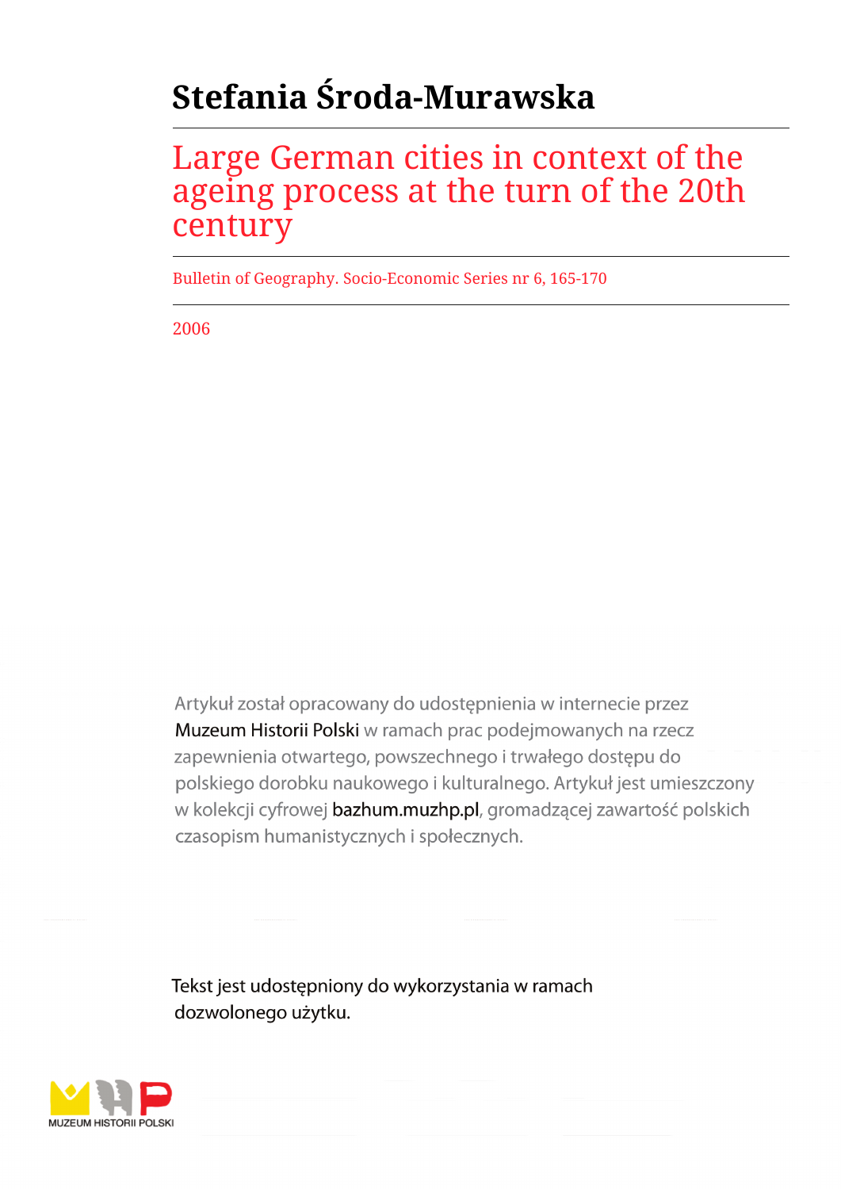# Stefania Środa-Murawska

## Large German cities in context of the ageing process at the turn of the 20th century

Bulletin of Geography. Socio-Economic Series nr 6, 165-170

2006

Artykuł został opracowany do udostępnienia w internecie przez Muzeum Historii Polski w ramach prac podejmowanych na rzecz zapewnienia otwartego, powszechnego i trwałego dostępu do polskiego dorobku naukowego i kulturalnego. Artykuł jest umieszczony w kolekcji cyfrowej bazhum.muzhp.pl, gromadzącej zawartość polskich czasopism humanistycznych i społecznych.

Tekst jest udostępniony do wykorzystania w ramach dozwolonego użytku.

MUZEUM HISTORII POLSKI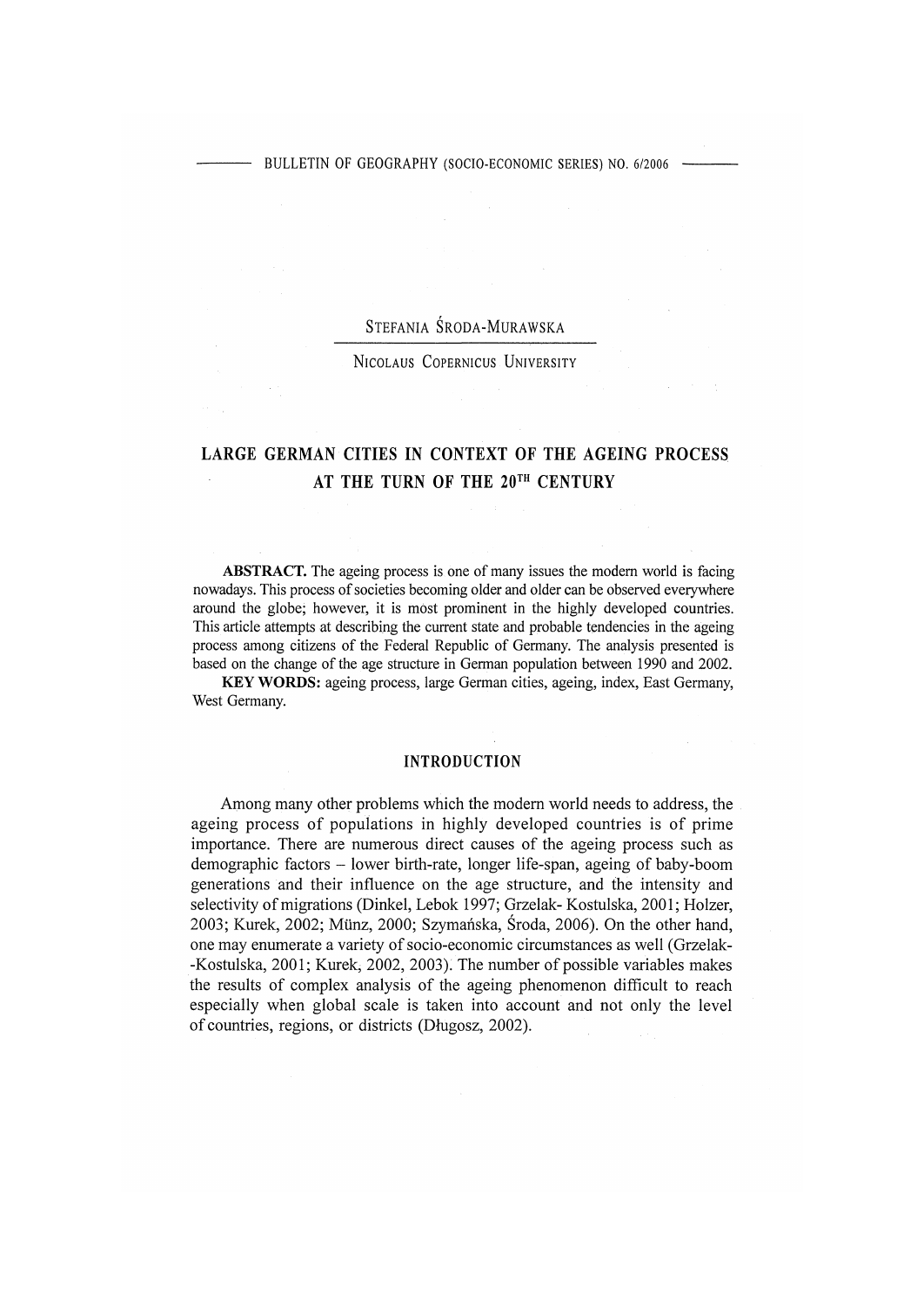STEFANIA ŚRODA-MURAWSKA

NICOLAUS COPERNICUS UNIVERSITY

# LARGE GERMAN CITIES IN CONTEXT OF THE AGEING PROCESS AT THE TURN OF THE 20TH CENTURY

**ABSTRACT.** The ageing process is one of many issues the modern world is facing nowadays. This process of societies becoming older and older can be observed everywhere around the globe; however, it is most prominent in the highly developed countries. This article attempts at describing the current state and probable tendencies in the ageing process among citizens of the Federal Republic of Germany. The analysis presented is based on the change of the age structure in German population between 1990 and 2002.

**KEY WORDS:** ageing process, large German cities, ageing, index, East Germany, West Germany.

## INTRODUCTION

Among many other problems which the modern world needs to address, the ageing process of populations in highly developed countries is of prime importance. There are numerous direct causes of the ageing process such as demographic factors – lower birth-rate, longer life-span, ageing of baby-boom generations and their influence on the age structure, and the intensity and selectivity of migrations (Dinkel, Lebok 1997; Grzelak- Kostulska, 2001; Holzer, 2003; Kurek, 2002; Münz, 2000; Szymańska, Środa, 2006). On the other hand, one may enumerate a variety of socio-economic circumstances as well (Grzelak--Kostulska, 2001; Kurek, 2002, 2003). The number of possible variables makes the results of complex analysis of the ageing phenomenon difficult to reach especially when global scale is taken into account and not only the level of countries, regions, or districts (Długosz, 2002).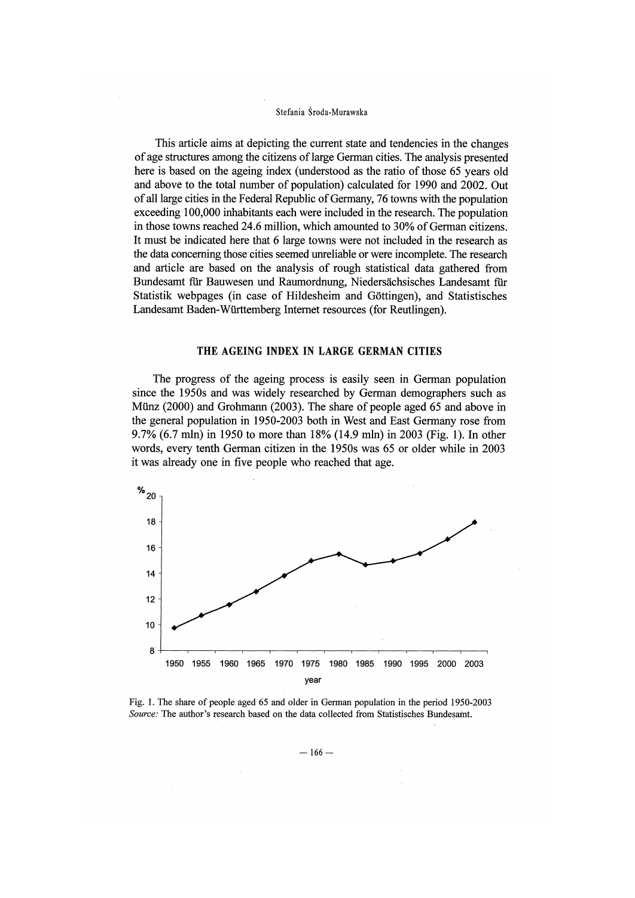This article aims at depicting the current state and tendencies in the changes of age structures among the citizens of large German cities. The analysis presented here is based on the ageing index (understood as the ratio of those 65 years old and above to the total number of population) calculated for 1990 and 2002. Out of all large cities in the Federal Republic of Germany, 76 towns with the population exceeding 100,000 inhabitants each were included in the research. The population in those towns reached 24.6 million, which amounted to 30% of German citizens. It must be indicated here that 6 large towns were not included in the research as the data concerning those cities seemed unreliable or were incomplete. The research and article are based on the analysis of rough statistical data gathered from Bundesamt für Bauwesen und Raumordnung, Niedersächsisches Landesamt für Statistik webpages (in case of Hildesheim and Göttingen), and Statistisches Landesamt Baden-Württemberg Internet resources (for Reutlingen).

## THE AGEING INDEX IN LARGE GERMAN CITIES

The progress of the ageing process is easily seen in German population since the 1950s and was widely researched by German demographers such as Münz (2000) and Grohmann (2003). The share of people aged 65 and above in the general population in 1950-2003 both in West and East Germany rose from 9.7% (6.7 mln) in 1950 to more than 18% (14.9 mln) in 2003 (Fig. 1). In other words, every tenth German citizen in the 1950s was 65 or older while in 2003 it was already one in five people who reached that age.

Fig. 1. The share of people aged 65 and older in German population in the period 1950-2003
*Source:* The author's research based on the data collected from Statistisches Bundesamt.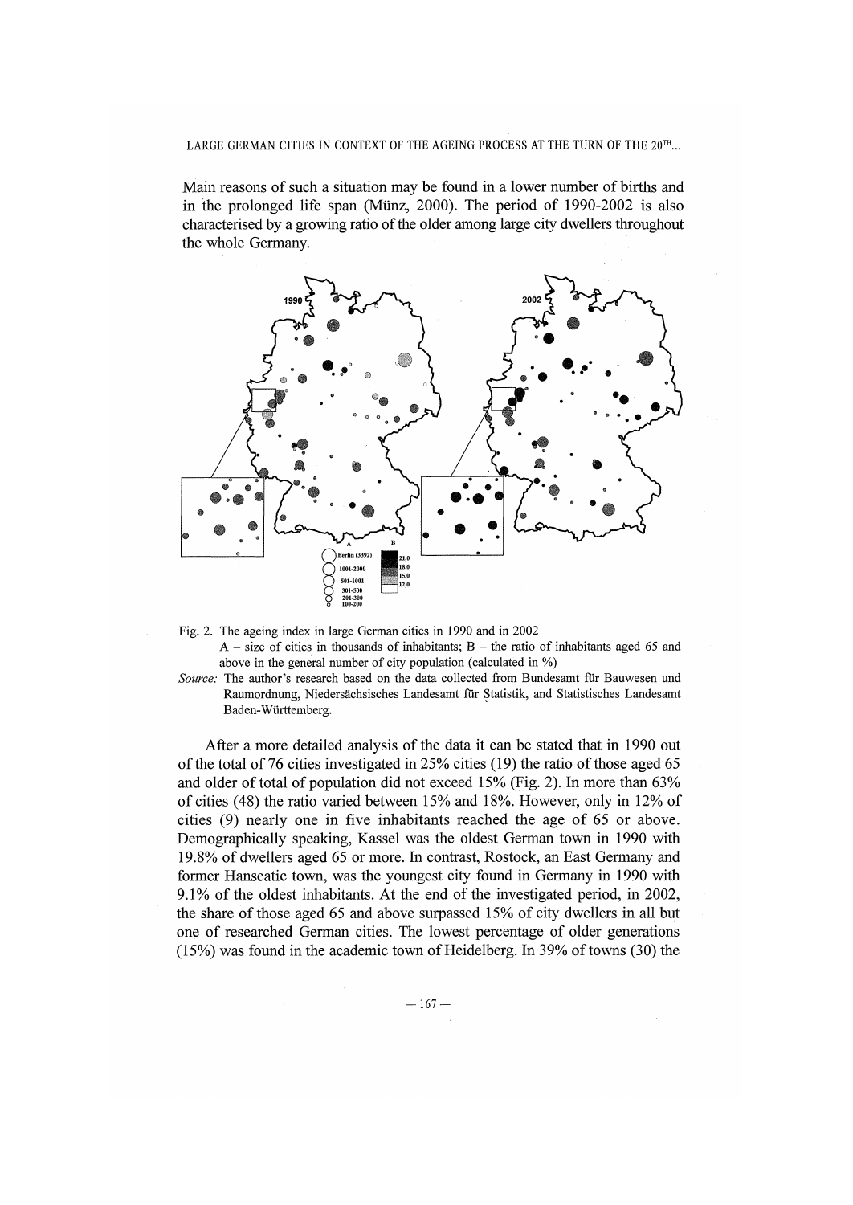Main reasons of such a situation may be found in a lower number of births and in the prolonged life span (Münz, 2000). The period of 1990-2002 is also characterised by a growing ratio of the older among large city dwellers throughout the whole Germany.

Fig. 2. The ageing index in large German cities in 1990 and in 2002
A – size of cities in thousands of inhabitants; B – the ratio of inhabitants aged 65 and above in the general number of city population (calculated in %)

*Source:* The author's research based on the data collected from Bundesamt für Bauwesen und Raumordnung, Niedersächsisches Landesamt für Statistik, and Statistisches Landesamt Baden-Württemberg.

After a more detailed analysis of the data it can be stated that in 1990 out of the total of 76 cities investigated in 25% cities (19) the ratio of those aged 65 and older of total of population did not exceed 15% (Fig. 2). In more than 63% of cities (48) the ratio varied between 15% and 18%. However, only in 12% of cities (9) nearly one in five inhabitants reached the age of 65 or above. Demographically speaking, Kassel was the oldest German town in 1990 with 19.8% of dwellers aged 65 or more. In contrast, Rostock, an East Germany and former Hanseatic town, was the youngest city found in Germany in 1990 with 9.1% of the oldest inhabitants. At the end of the investigated period, in 2002, the share of those aged 65 and above surpassed 15% of city dwellers in all but one of researched German cities. The lowest percentage of older generations (15%) was found in the academic town of Heidelberg. In 39% of towns (30) the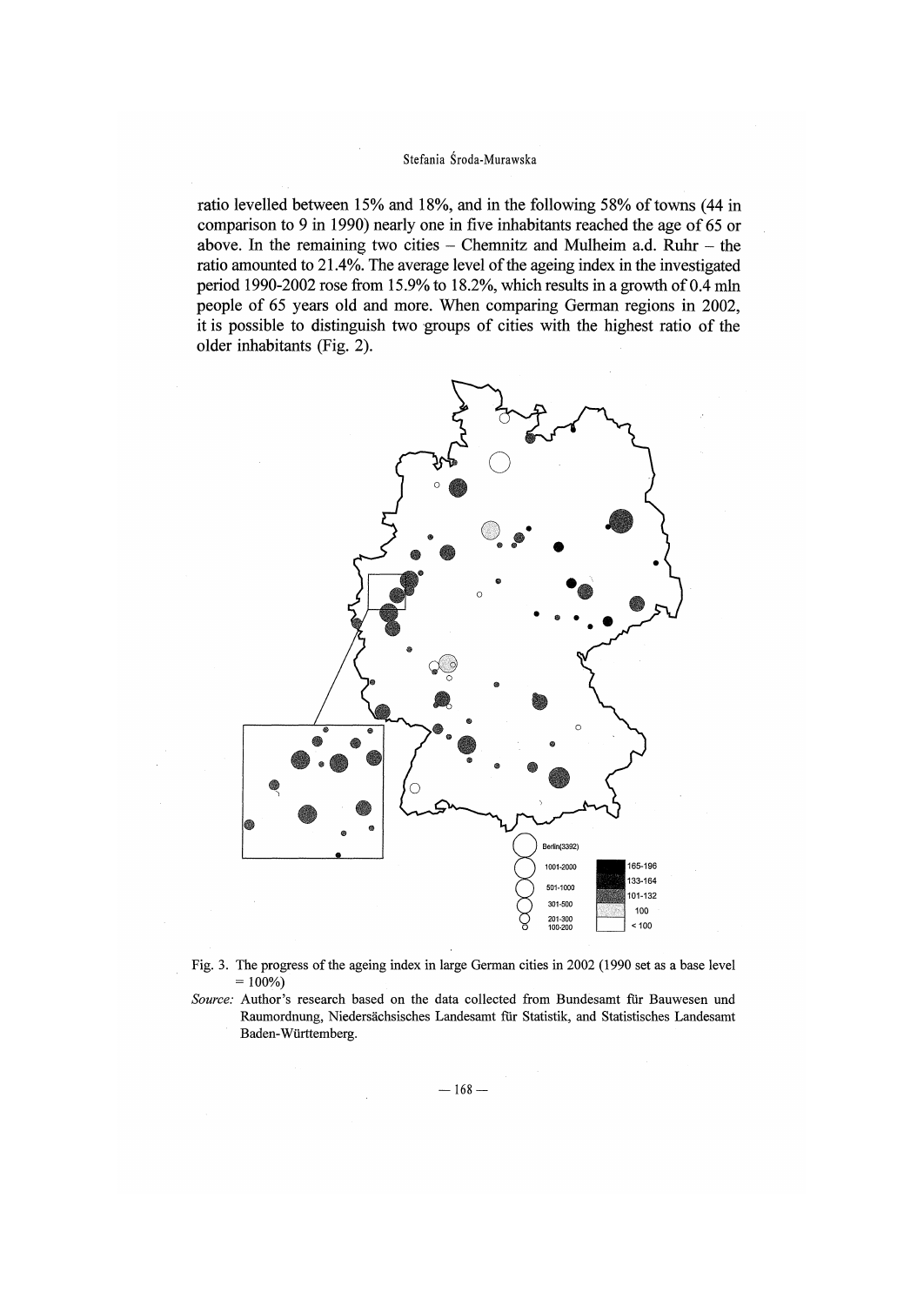ratio levelled between 15% and 18%, and in the following 58% of towns (44 in comparison to 9 in 1990) nearly one in five inhabitants reached the age of 65 or above. In the remaining two cities – Chemnitz and Mulheim a.d. Ruhr – the ratio amounted to 21.4%. The average level of the ageing index in the investigated period 1990-2002 rose from 15.9% to 18.2%, which results in a growth of 0.4 mln people of 65 years old and more. When comparing German regions in 2002, it is possible to distinguish two groups of cities with the highest ratio of the older inhabitants (Fig. 2).

Fig. 3. The progress of the ageing index in large German cities in 2002 (1990 set as a base level = 100%)

*Source:* Author's research based on the data collected from Bundesamt für Bauwesen und Raumordnung, Niedersächsisches Landesamt für Statistik, and Statistisches Landesamt Baden-Württemberg.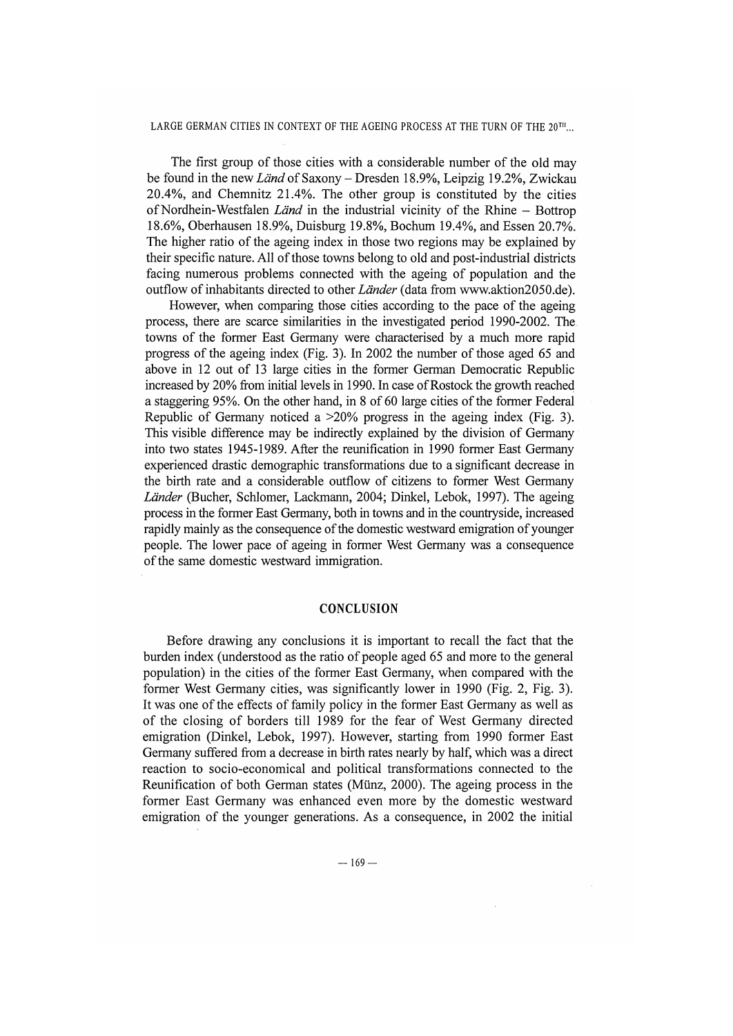The first group of those cities with a considerable number of the old may be found in the new *Länd* of Saxony – Dresden 18.9%, Leipzig 19.2%, Zwickau 20.4%, and Chemnitz 21.4%. The other group is constituted by the cities of Nordhein-Westfalen *Länd* in the industrial vicinity of the Rhine – Bottrop 18.6%, Oberhausen 18.9%, Duisburg 19.8%, Bochum 19.4%, and Essen 20.7%. The higher ratio of the ageing index in those two regions may be explained by their specific nature. All of those towns belong to old and post-industrial districts facing numerous problems connected with the ageing of population and the outflow of inhabitants directed to other *Länder* (data from www.aktion2050.de).

However, when comparing those cities according to the pace of the ageing process, there are scarce similarities in the investigated period 1990-2002. The towns of the former East Germany were characterised by a much more rapid progress of the ageing index (Fig. 3). In 2002 the number of those aged 65 and above in 12 out of 13 large cities in the former German Democratic Republic increased by 20% from initial levels in 1990. In case of Rostock the growth reached a staggering 95%. On the other hand, in 8 of 60 large cities of the former Federal Republic of Germany noticed a >20% progress in the ageing index (Fig. 3). This visible difference may be indirectly explained by the division of Germany into two states 1945-1989. After the reunification in 1990 former East Germany experienced drastic demographic transformations due to a significant decrease in the birth rate and a considerable outflow of citizens to former West Germany *Länder* (Bucher, Schlomer, Lackmann, 2004; Dinkel, Lebok, 1997). The ageing process in the former East Germany, both in towns and in the countryside, increased rapidly mainly as the consequence of the domestic westward emigration of younger people. The lower pace of ageing in former West Germany was a consequence of the same domestic westward immigration.

## CONCLUSION

Before drawing any conclusions it is important to recall the fact that the burden index (understood as the ratio of people aged 65 and more to the general population) in the cities of the former East Germany, when compared with the former West Germany cities, was significantly lower in 1990 (Fig. 2, Fig. 3). It was one of the effects of family policy in the former East Germany as well as of the closing of borders till 1989 for the fear of West Germany directed emigration (Dinkel, Lebok, 1997). However, starting from 1990 former East Germany suffered from a decrease in birth rates nearly by half, which was a direct reaction to socio-economical and political transformations connected to the Reunification of both German states (Münz, 2000). The ageing process in the former East Germany was enhanced even more by the domestic westward emigration of the younger generations. As a consequence, in 2002 the initial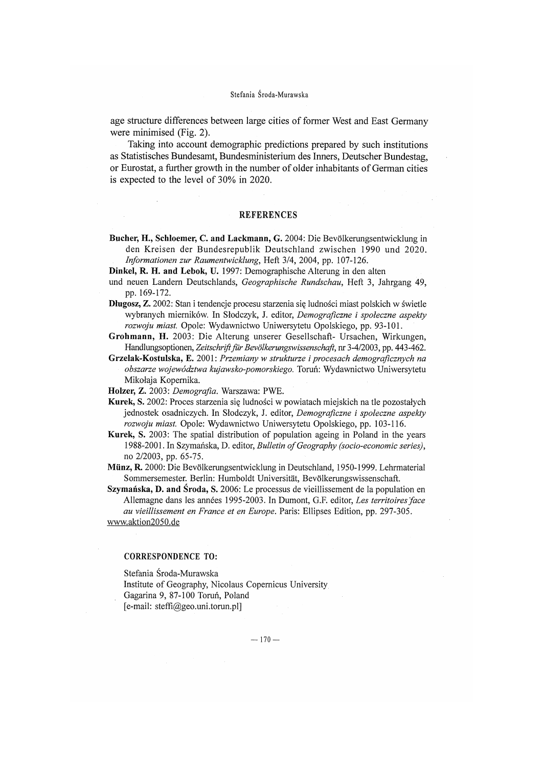age structure differences between large cities of former West and East Germany were minimised (Fig. 2).

Taking into account demographic predictions prepared by such institutions as Statistisches Bundesamt, Bundesministerium des Inners, Deutscher Bundestag, or Eurostat, a further growth in the number of older inhabitants of German cities is expected to the level of 30% in 2020.

## REFERENCES

**Bucher, H., Schloemer, C. and Lackmann, G.** 2004: Die Bevölkerungsentwicklung in den Kreisen der Bundesrepublik Deutschland zwischen 1990 und 2020. *Informationen zur Raumentwicklung*, Heft 3/4, 2004, pp. 107-126.

**Dinkel, R. H. and Lebok, U.** 1997: Demographische Alterung in den alten und neuen Landern Deutschlands, *Geographische Rundschau*, Heft 3, Jahrgang 49, pp. 169-172.

**Długosz, Z.** 2002: Stan i tendencje procesu starzenia się ludności miast polskich w świetle wybranych mierników. In Słodczyk, J. editor, *Demograficzne i społeczne aspekty rozwoju miast.* Opole: Wydawnictwo Uniwersytetu Opolskiego, pp. 93-101.

**Grohmann, H.** 2003: Die Alterung unserer Gesellschaft- Ursachen, Wirkungen, Handlungsoptionen, *Zeitschrift für Bevölkerungswissenschaft*, nr 3-4/2003, pp. 443-462.

**Grzelak-Kostulska, E.** 2001: *Przemiany w strukturze i procesach demograficznych na obszarze województwa kujawsko-pomorskiego.* Toruń: Wydawnictwo Uniwersytetu Mikołaja Kopernika.

**Holzer, Z.** 2003: *Demografia.* Warszawa: PWE.

**Kurek, S.** 2002: Proces starzenia się ludności w powiatach miejskich na tle pozostałych jednostek osadniczych. In Słodczyk, J. editor, *Demograficzne i społeczne aspekty rozwoju miast.* Opole: Wydawnictwo Uniwersytetu Opolskiego, pp. 103-116.

**Kurek, S.** 2003: The spatial distribution of population ageing in Poland in the years 1988-2001. In Szymańska, D. editor, *Bulletin of Geography (socio-economic series)*, no 2/2003, pp. 65-75.

**Münz, R.** 2000: Die Bevölkerungsentwicklung in Deutschland, 1950-1999. Lehrmaterial Sommersemester. Berlin: Humboldt Universität, Bevölkerungswissenschaft.

**Szymańska, D. and Środa, S.** 2006: Le processus de vieillissement de la population en Allemagne dans les années 1995-2003. In Dumont, G.F. editor, *Les territoires face au vieillissement en France et en Europe.* Paris: Ellipses Edition, pp. 297-305.

www.aktion2050.de

### CORRESPONDENCE TO:

Stefania Środa-Murawska
Institute of Geography, Nicolaus Copernicus University
Gagarina 9, 87-100 Toruń, Poland
[e-mail: steffi@geo.uni.torun.pl]